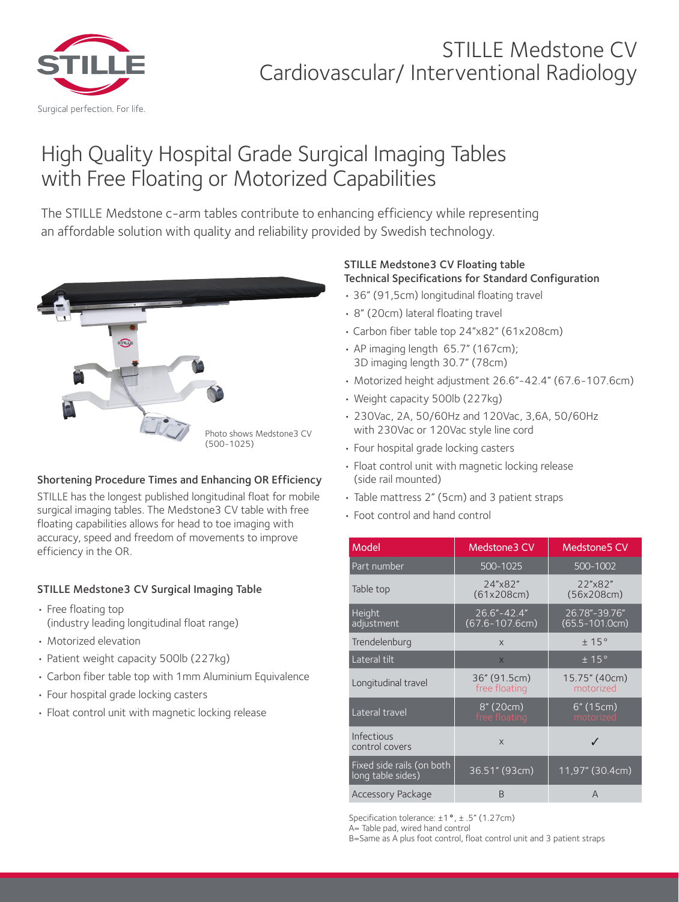STILLE

Surgical perfection. For life.

# STILLE Medstone CV Cardiovascular/ Interventional Radiology

## High Quality Hospital Grade Surgical Imaging Tables with Free Floating or Motorized Capabilities

The STILLE Medstone c-arm tables contribute to enhancing efficiency while representing an affordable solution with quality and reliability provided by Swedish technology.

Photo shows Medstone3 CV (500-1025)

### Shortening Procedure Times and Enhancing OR Efficiency

STILLE has the longest published longitudinal float for mobile surgical imaging tables. The Medstone3 CV table with free floating capabilities allows for head to toe imaging with accuracy, speed and freedom of movements to improve efficiency in the OR.

### STILLE Medstone3 CV Surgical Imaging Table

- Free floating top (industry leading longitudinal float range)
- Motorized elevation
- Patient weight capacity 500lb (227kg)
- Carbon fiber table top with 1mm Aluminium Equivalence
- Four hospital grade locking casters
- Float control unit with magnetic locking release

### STILLE Medstone3 CV Floating table Technical Specifications for Standard Configuration

- 36" (91,5cm) longitudinal floating travel
- 8" (20cm) lateral floating travel
- Carbon fiber table top 24"x82" (61x208cm)
- AP imaging length 65.7" (167cm); 3D imaging length 30.7" (78cm)
- Motorized height adjustment 26.6"-42.4" (67.6-107.6cm)
- Weight capacity 500lb (227kg)
- 230Vac, 2A, 50/60Hz and 120Vac, 3,6A, 50/60Hz with 230Vac or 120Vac style line cord
- Four hospital grade locking casters
- Float control unit with magnetic locking release (side rail mounted)
- Table mattress 2" (5cm) and 3 patient straps
- Foot control and hand control

| Model | Medstone3 CV | Medstone5 CV |
|---|---|---|
| Part number | 500-1025 | 500-1002 |
| Table top | 24"x82" (61x208cm) | 22"x82" (56x208cm) |
| Height adjustment | 26.6"-42.4" (67.6-107.6cm) | 26.78"-39.76" (65.5-101.0cm) |
| Trendelenburg | x | ± 15° |
| Lateral tilt | x | ± 15° |
| Longitudinal travel | 36" (91.5cm) free floating | 15.75" (40cm) motorized |
| Lateral travel | 8" (20cm) free floating | 6" (15cm) motorized |
| Infectious control covers | x | ✓ |
| Fixed side rails (on both long table sides) | 36.51" (93cm) | 11,97" (30.4cm) |
| Accessory Package | B | A |

Specification tolerance: ±1°, ± .5" (1.27cm)
A= Table pad, wired hand control
B=Same as A plus foot control, float control unit and 3 patient straps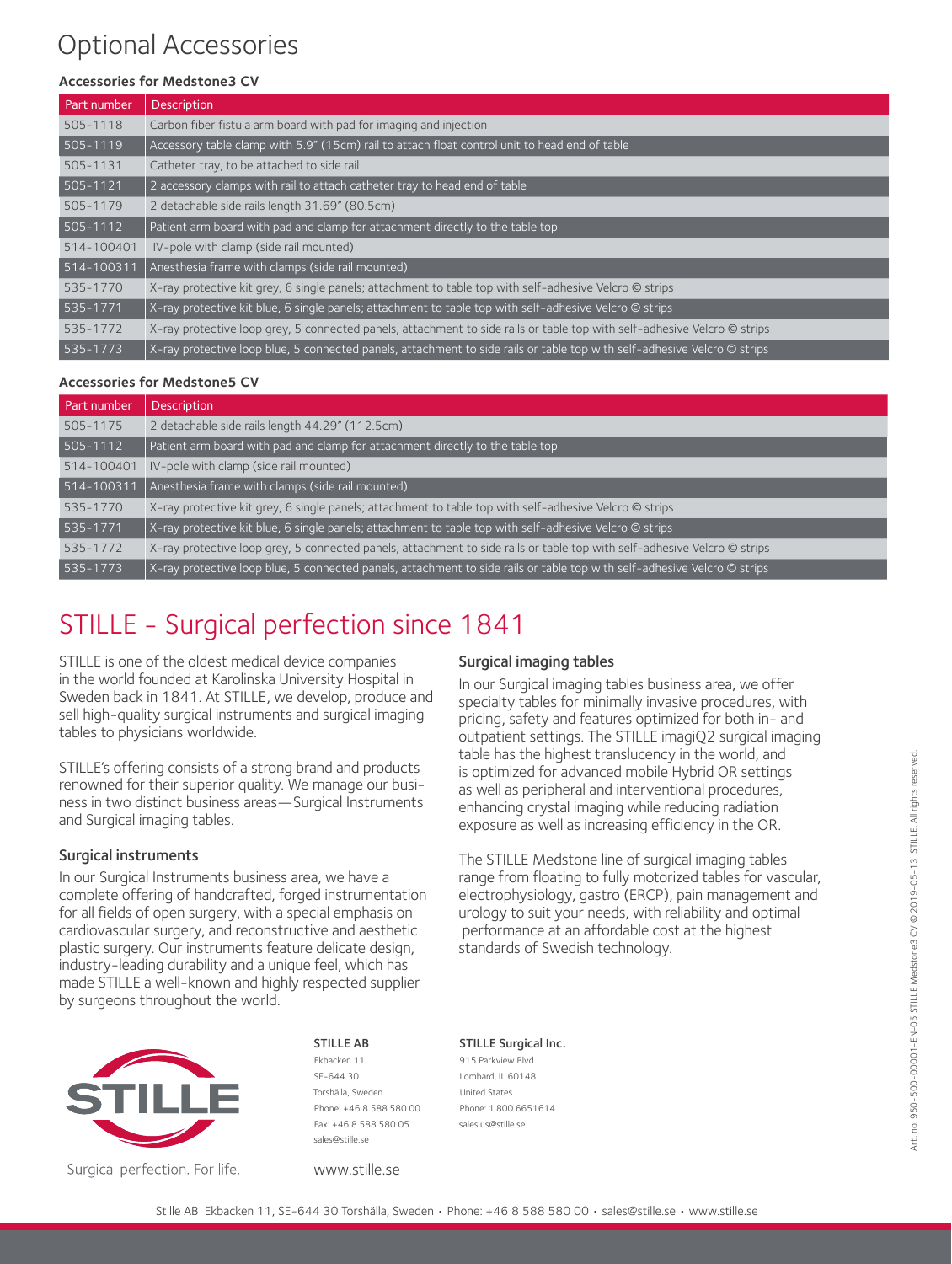# Optional Accessories

### Accessories for Medstone3 CV

| Part number | Description |
|---|---|
| 505-1118 | Carbon fiber fistula arm board with pad for imaging and injection |
| 505-1119 | Accessory table clamp with 5.9" (15cm) rail to attach float control unit to head end of table |
| 505-1131 | Catheter tray, to be attached to side rail |
| 505-1121 | 2 accessory clamps with rail to attach catheter tray to head end of table |
| 505-1179 | 2 detachable side rails length 31.69" (80.5cm) |
| 505-1112 | Patient arm board with pad and clamp for attachment directly to the table top |
| 514-100401 | IV-pole with clamp (side rail mounted) |
| 514-100311 | Anesthesia frame with clamps (side rail mounted) |
| 535-1770 | X-ray protective kit grey, 6 single panels; attachment to table top with self-adhesive Velcro © strips |
| 535-1771 | X-ray protective kit blue, 6 single panels; attachment to table top with self-adhesive Velcro © strips |
| 535-1772 | X-ray protective loop grey, 5 connected panels, attachment to side rails or table top with self-adhesive Velcro © strips |
| 535-1773 | X-ray protective loop blue, 5 connected panels, attachment to side rails or table top with self-adhesive Velcro © strips |

### Accessories for Medstone5 CV

| Part number | Description |
|---|---|
| 505-1175 | 2 detachable side rails length 44.29" (112.5cm) |
| 505-1112 | Patient arm board with pad and clamp for attachment directly to the table top |
| 514-100401 | IV-pole with clamp (side rail mounted) |
| 514-100311 | Anesthesia frame with clamps (side rail mounted) |
| 535-1770 | X-ray protective kit grey, 6 single panels; attachment to table top with self-adhesive Velcro © strips |
| 535-1771 | X-ray protective kit blue, 6 single panels; attachment to table top with self-adhesive Velcro © strips |
| 535-1772 | X-ray protective loop grey, 5 connected panels, attachment to side rails or table top with self-adhesive Velcro © strips |
| 535-1773 | X-ray protective loop blue, 5 connected panels, attachment to side rails or table top with self-adhesive Velcro © strips |

# STILLE - Surgical perfection since 1841

STILLE is one of the oldest medical device companies in the world founded at Karolinska University Hospital in Sweden back in 1841. At STILLE, we develop, produce and sell high-quality surgical instruments and surgical imaging tables to physicians worldwide.

STILLE's offering consists of a strong brand and products renowned for their superior quality. We manage our business in two distinct business areas—Surgical Instruments and Surgical imaging tables.

### Surgical instruments

In our Surgical Instruments business area, we have a complete offering of handcrafted, forged instrumentation for all fields of open surgery, with a special emphasis on cardiovascular surgery, and reconstructive and aesthetic plastic surgery. Our instruments feature delicate design, industry-leading durability and a unique feel, which has made STILLE a well-known and highly respected supplier by surgeons throughout the world.

### Surgical imaging tables

In our Surgical imaging tables business area, we offer specialty tables for minimally invasive procedures, with pricing, safety and features optimized for both in- and outpatient settings. The STILLE imagiQ2 surgical imaging table has the highest translucency in the world, and is optimized for advanced mobile Hybrid OR settings as well as peripheral and interventional procedures, enhancing crystal imaging while reducing radiation exposure as well as increasing efficiency in the OR.

The STILLE Medstone line of surgical imaging tables range from floating to fully motorized tables for vascular, electrophysiology, gastro (ERCP), pain management and urology to suit your needs, with reliability and optimal performance at an affordable cost at the highest standards of Swedish technology.

Surgical perfection. For life.

**STILLE AB**
Ekbacken 11
SE-644 30
Torshälla, Sweden
Phone: +46 8 588 580 00
Fax: +46 8 588 580 05
sales@stille.se

www.stille.se

**STILLE Surgical Inc.**
915 Parkview Blvd
Lombard, IL 60148
United States
Phone: 1.800.6651614
sales.us@stille.se

Art. no: 950-500-00001-EN-05 STILLE Medstone3 CV © 2019-05-13 STILLE. All rights reserved.

Stille AB Ekbacken 11, SE-644 30 Torshälla, Sweden • Phone: +46 8 588 580 00 • sales@stille.se • www.stille.se